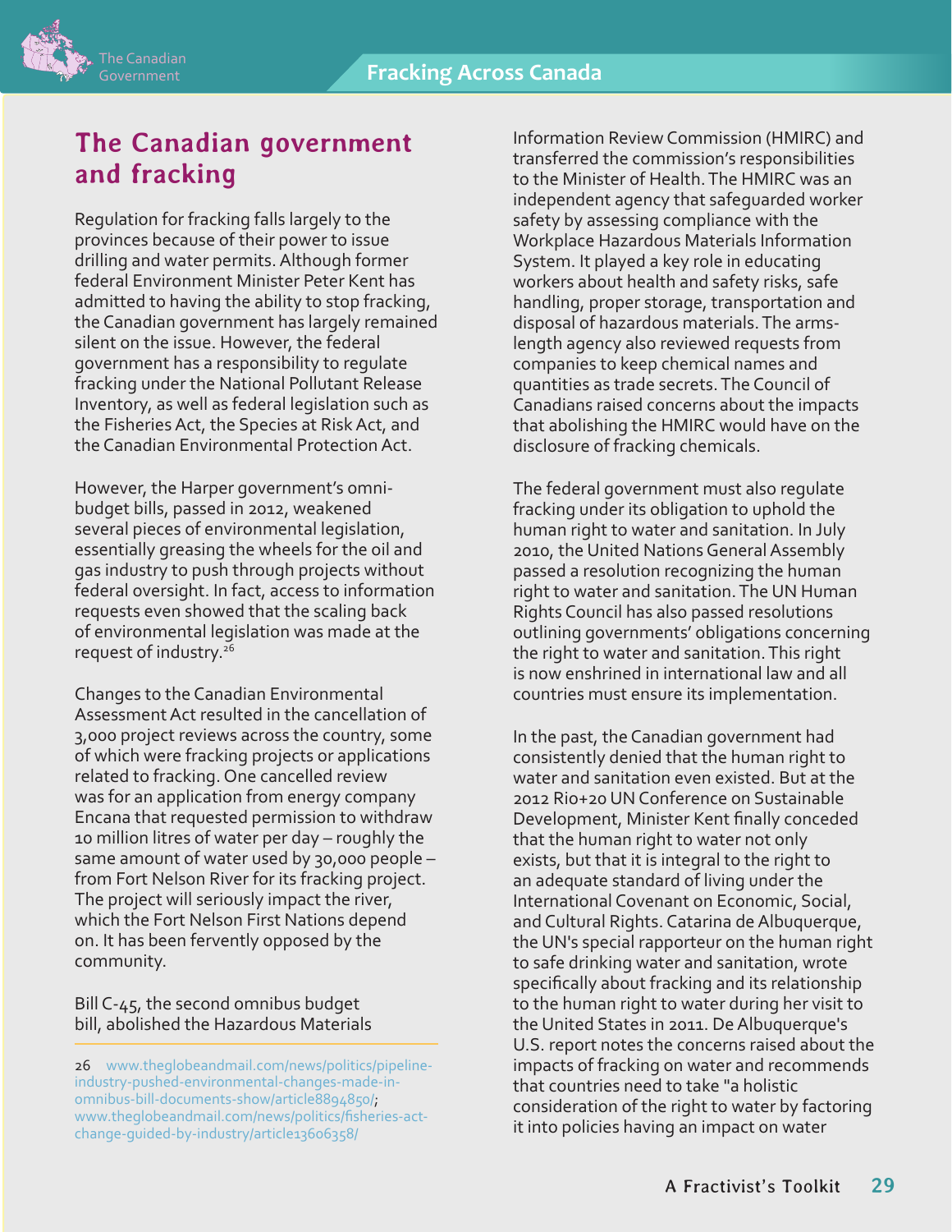## The Canadian government and fracking

Regulation for fracking falls largely to the provinces because of their power to issue drilling and water permits. Although former federal Environment Minister Peter Kent has admitted to having the ability to stop fracking, the Canadian government has largely remained silent on the issue. However, the federal government has a responsibility to regulate fracking under the National Pollutant Release Inventory, as well as federal legislation such as the Fisheries Act, the Species at Risk Act, and the Canadian Environmental Protection Act.

However, the Harper government's omni-budget bills, passed in 2012, weakened several pieces of environmental legislation, essentially greasing the wheels for the oil and gas industry to push through projects without federal oversight. In fact, access to information requests even showed that the scaling back of environmental legislation was made at the request of industry.[26]

Changes to the Canadian Environmental Assessment Act resulted in the cancellation of 3,000 project reviews across the country, some of which were fracking projects or applications related to fracking. One cancelled review was for an application from energy company Encana that requested permission to withdraw 10 million litres of water per day – roughly the same amount of water used by 30,000 people – from Fort Nelson River for its fracking project. The project will seriously impact the river, which the Fort Nelson First Nations depend on. It has been fervently opposed by the community.

Bill C-45, the second omnibus budget bill, abolished the Hazardous Materials Information Review Commission (HMIRC) and transferred the commission's responsibilities to the Minister of Health. The HMIRC was an independent agency that safeguarded worker safety by assessing compliance with the Workplace Hazardous Materials Information System. It played a key role in educating workers about health and safety risks, safe handling, proper storage, transportation and disposal of hazardous materials. The arms-length agency also reviewed requests from companies to keep chemical names and quantities as trade secrets. The Council of Canadians raised concerns about the impacts that abolishing the HMIRC would have on the disclosure of fracking chemicals.

The federal government must also regulate fracking under its obligation to uphold the human right to water and sanitation. In July 2010, the United Nations General Assembly passed a resolution recognizing the human right to water and sanitation. The UN Human Rights Council has also passed resolutions outlining governments' obligations concerning the right to water and sanitation. This right is now enshrined in international law and all countries must ensure its implementation.

In the past, the Canadian government had consistently denied that the human right to water and sanitation even existed. But at the 2012 Rio+20 UN Conference on Sustainable Development, Minister Kent finally conceded that the human right to water not only exists, but that it is integral to the right to an adequate standard of living under the International Covenant on Economic, Social, and Cultural Rights. Catarina de Albuquerque, the UN's special rapporteur on the human right to safe drinking water and sanitation, wrote specifically about fracking and its relationship to the human right to water during her visit to the United States in 2011. De Albuquerque's U.S. report notes the concerns raised about the impacts of fracking on water and recommends that countries need to take "a holistic consideration of the right to water by factoring it into policies having an impact on water

---

26 www.theglobeandmail.com/news/politics/pipeline-industry-pushed-environmental-changes-made-in-omnibus-bill-documents-show/article8894850/; www.theglobeandmail.com/news/politics/fisheries-act-change-guided-by-industry/article13606358/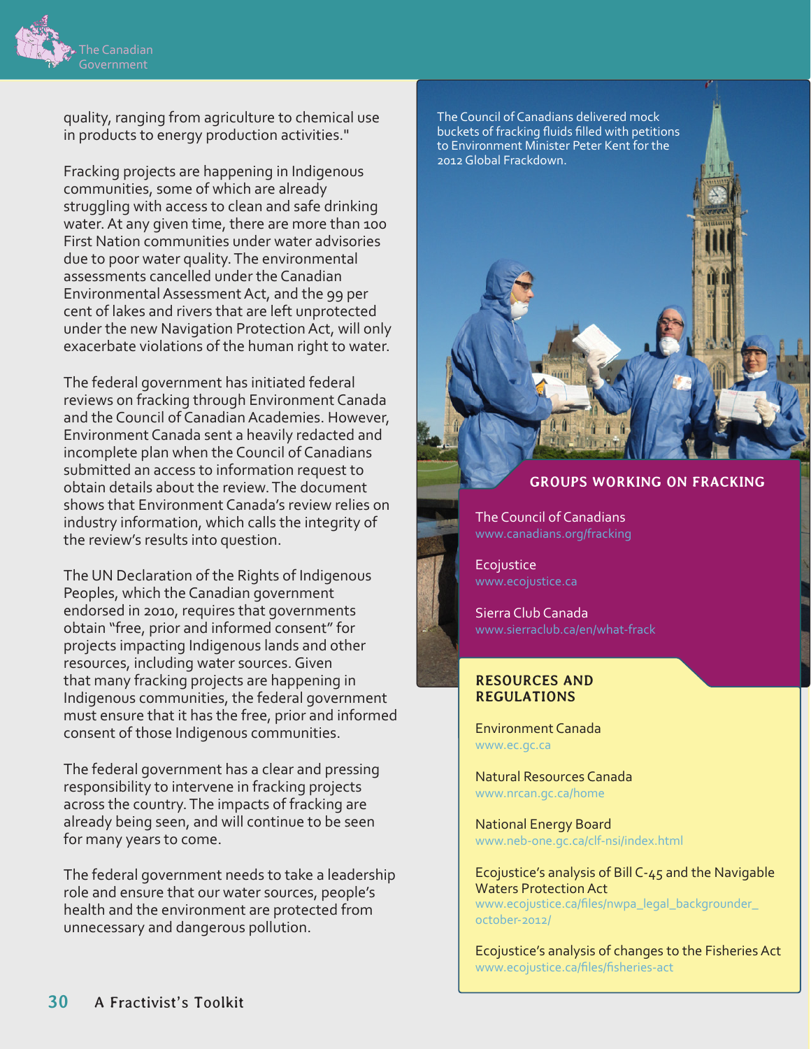quality, ranging from agriculture to chemical use in products to energy production activities."

Fracking projects are happening in Indigenous communities, some of which are already struggling with access to clean and safe drinking water. At any given time, there are more than 100 First Nation communities under water advisories due to poor water quality. The environmental assessments cancelled under the Canadian Environmental Assessment Act, and the 99 per cent of lakes and rivers that are left unprotected under the new Navigation Protection Act, will only exacerbate violations of the human right to water.

The federal government has initiated federal reviews on fracking through Environment Canada and the Council of Canadian Academies. However, Environment Canada sent a heavily redacted and incomplete plan when the Council of Canadians submitted an access to information request to obtain details about the review. The document shows that Environment Canada's review relies on industry information, which calls the integrity of the review's results into question.

The UN Declaration of the Rights of Indigenous Peoples, which the Canadian government endorsed in 2010, requires that governments obtain "free, prior and informed consent" for projects impacting Indigenous lands and other resources, including water sources. Given that many fracking projects are happening in Indigenous communities, the federal government must ensure that it has the free, prior and informed consent of those Indigenous communities.

The federal government has a clear and pressing responsibility to intervene in fracking projects across the country. The impacts of fracking are already being seen, and will continue to be seen for many years to come.

The federal government needs to take a leadership role and ensure that our water sources, people's health and the environment are protected from unnecessary and dangerous pollution.

The Council of Canadians delivered mock buckets of fracking fluids filled with petitions to Environment Minister Peter Kent for the 2012 Global Frackdown.

## GROUPS WORKING ON FRACKING

The Council of Canadians
www.canadians.org/fracking

Ecojustice
www.ecojustice.ca

Sierra Club Canada
www.sierraclub.ca/en/what-frack

## RESOURCES AND REGULATIONS

Environment Canada
www.ec.gc.ca

Natural Resources Canada
www.nrcan.gc.ca/home

National Energy Board
www.neb-one.gc.ca/clf-nsi/index.html

Ecojustice's analysis of Bill C-45 and the Navigable Waters Protection Act
www.ecojustice.ca/files/nwpa_legal_backgrounder_october-2012/

Ecojustice's analysis of changes to the Fisheries Act
www.ecojustice.ca/files/fisheries-act